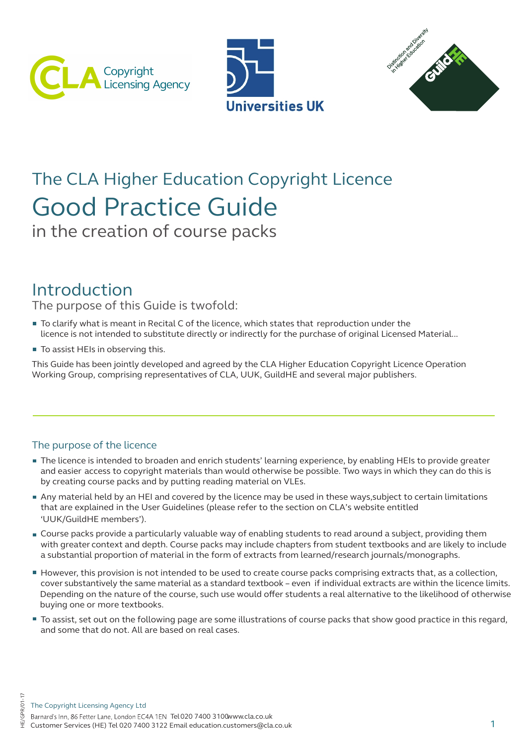# The CLA Higher Education Copyright Licence

# Good Practice Guide

in the creation of course packs

## Introduction

The purpose of this Guide is twofold:

- To clarify what is meant in Recital C of the licence, which states that reproduction under the licence is not intended to substitute directly or indirectly for the purchase of original Licensed Material...
- To assist HEIs in observing this.

This Guide has been jointly developed and agreed by the CLA Higher Education Copyright Licence Operation Working Group, comprising representatives of CLA, UUK, GuildHE and several major publishers.

### The purpose of the licence

- The licence is intended to broaden and enrich students' learning experience, by enabling HEIs to provide greater and easier access to copyright materials than would otherwise be possible. Two ways in which they can do this is by creating course packs and by putting reading material on VLEs.
- Any material held by an HEI and covered by the licence may be used in these ways,subject to certain limitations that are explained in the User Guidelines (please refer to the section on CLA's website entitled 'UUK/GuildHE members').
- Course packs provide a particularly valuable way of enabling students to read around a subject, providing them with greater context and depth. Course packs may include chapters from student textbooks and are likely to include a substantial proportion of material in the form of extracts from learned/research journals/monographs.
- However, this provision is not intended to be used to create course packs comprising extracts that, as a collection, cover substantively the same material as a standard textbook – even if individual extracts are within the licence limits. Depending on the nature of the course, such use would offer students a real alternative to the likelihood of otherwise buying one or more textbooks.
- To assist, set out on the following page are some illustrations of course packs that show good practice in this regard, and some that do not. All are based on real cases.

The Copyright Licensing Agency Ltd
Barnard's Inn, 86 Fetter Lane, London EC4A 1EN Tel 020 7400 3100 www.cla.co.uk
Customer Services (HE) Tel 020 7400 3122 Email education.customers@cla.co.uk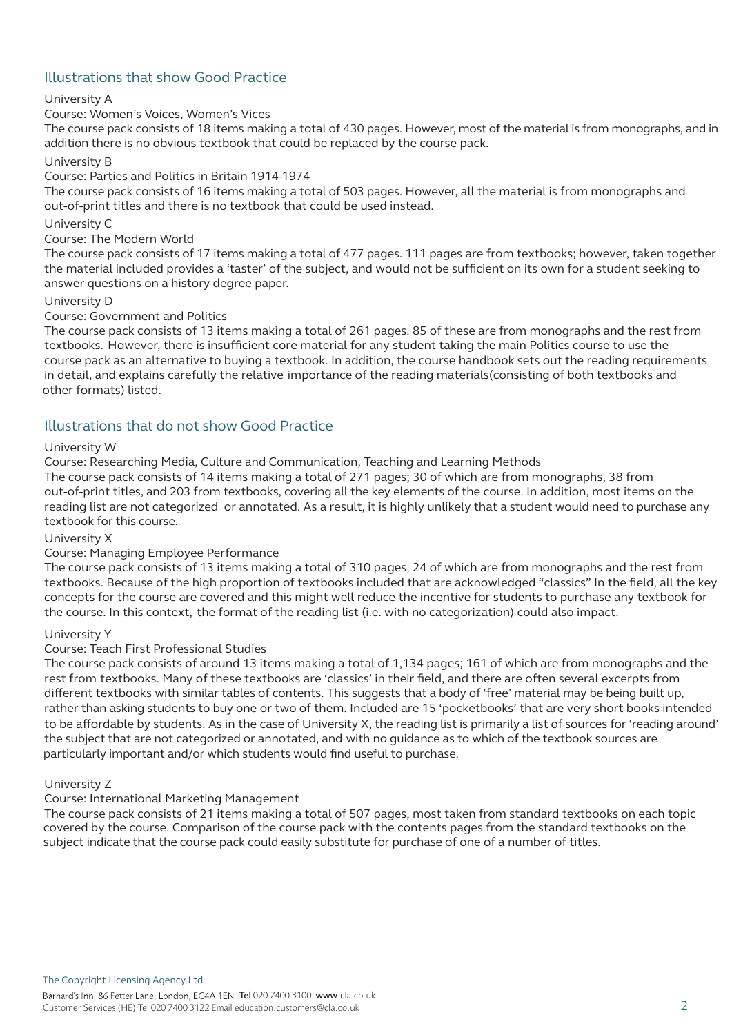## Illustrations that show Good Practice

University A

Course: Women's Voices, Women's Vices

The course pack consists of 18 items making a total of 430 pages. However, most of the material is from monographs, and in addition there is no obvious textbook that could be replaced by the course pack.

University B

Course: Parties and Politics in Britain 1914-1974

The course pack consists of 16 items making a total of 503 pages. However, all the material is from monographs and out-of-print titles and there is no textbook that could be used instead.

University C

Course: The Modern World

The course pack consists of 17 items making a total of 477 pages. 111 pages are from textbooks; however, taken together the material included provides a 'taster' of the subject, and would not be sufficient on its own for a student seeking to answer questions on a history degree paper.

University D

Course: Government and Politics

The course pack consists of 13 items making a total of 261 pages. 85 of these are from monographs and the rest from textbooks. However, there is insufficient core material for any student taking the main Politics course to use the course pack as an alternative to buying a textbook. In addition, the course handbook sets out the reading requirements in detail, and explains carefully the relative importance of the reading materials(consisting of both textbooks and other formats) listed.

## Illustrations that do not show Good Practice

University W

Course: Researching Media, Culture and Communication, Teaching and Learning Methods

The course pack consists of 14 items making a total of 271 pages; 30 of which are from monographs, 38 from out-of-print titles, and 203 from textbooks, covering all the key elements of the course. In addition, most items on the reading list are not categorized or annotated. As a result, it is highly unlikely that a student would need to purchase any textbook for this course.

University X

Course: Managing Employee Performance

The course pack consists of 13 items making a total of 310 pages, 24 of which are from monographs and the rest from textbooks. Because of the high proportion of textbooks included that are acknowledged "classics" In the field, all the key concepts for the course are covered and this might well reduce the incentive for students to purchase any textbook for the course. In this context, the format of the reading list (i.e. with no categorization) could also impact.

University Y

Course: Teach First Professional Studies

The course pack consists of around 13 items making a total of 1,134 pages; 161 of which are from monographs and the rest from textbooks. Many of these textbooks are 'classics' in their field, and there are often several excerpts from different textbooks with similar tables of contents. This suggests that a body of 'free' material may be being built up, rather than asking students to buy one or two of them. Included are 15 'pocketbooks' that are very short books intended to be affordable by students. As in the case of University X, the reading list is primarily a list of sources for 'reading around' the subject that are not categorized or annotated, and with no guidance as to which of the textbook sources are particularly important and/or which students would find useful to purchase.

University Z

Course: International Marketing Management

The course pack consists of 21 items making a total of 507 pages, most taken from standard textbooks on each topic covered by the course. Comparison of the course pack with the contents pages from the standard textbooks on the subject indicate that the course pack could easily substitute for purchase of one of a number of titles.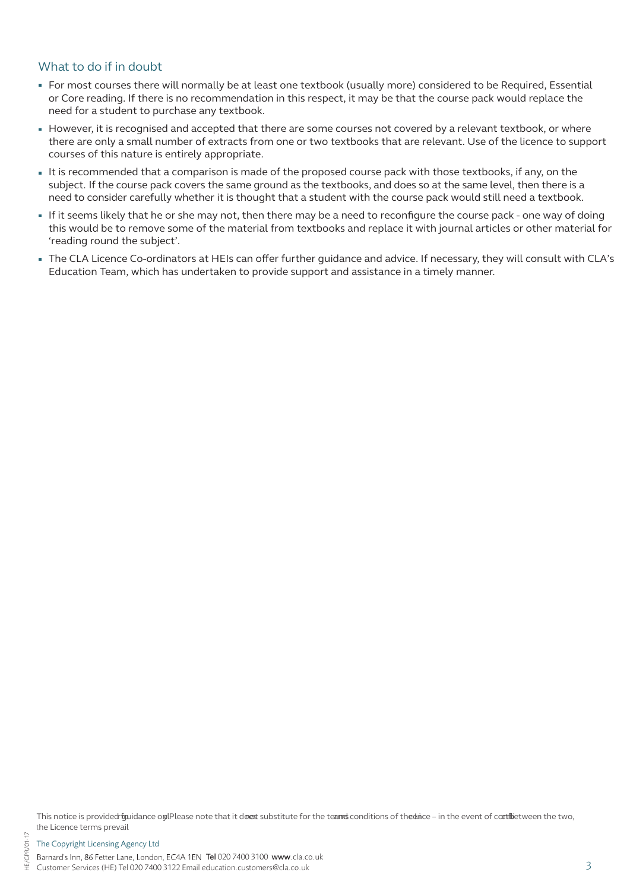## What to do if in doubt

- For most courses there will normally be at least one textbook (usually more) considered to be Required, Essential or Core reading. If there is no recommendation in this respect, it may be that the course pack would replace the need for a student to purchase any textbook.
- However, it is recognised and accepted that there are some courses not covered by a relevant textbook, or where there are only a small number of extracts from one or two textbooks that are relevant. Use of the licence to support courses of this nature is entirely appropriate.
- It is recommended that a comparison is made of the proposed course pack with those textbooks, if any, on the subject. If the course pack covers the same ground as the textbooks, and does so at the same level, then there is a need to consider carefully whether it is thought that a student with the course pack would still need a textbook.
- If it seems likely that he or she may not, then there may be a need to reconfigure the course pack - one way of doing this would be to remove some of the material from textbooks and replace it with journal articles or other material for 'reading round the subject'.
- The CLA Licence Co-ordinators at HEIs can offer further guidance and advice. If necessary, they will consult with CLA's Education Team, which has undertaken to provide support and assistance in a timely manner.

This notice is provided for guidance only. Please note that it does not substitute for the terms and conditions of the Licence – in the event of conflict between the two, the Licence terms prevail

HE/GPR/01-17

The Copyright Licensing Agency Ltd

Barnard's Inn, 86 Fetter Lane, London, EC4A 1EN Tel 020 7400 3100 www.cla.co.uk
Customer Services (HE) Tel 020 7400 3122 Email education.customers@cla.co.uk